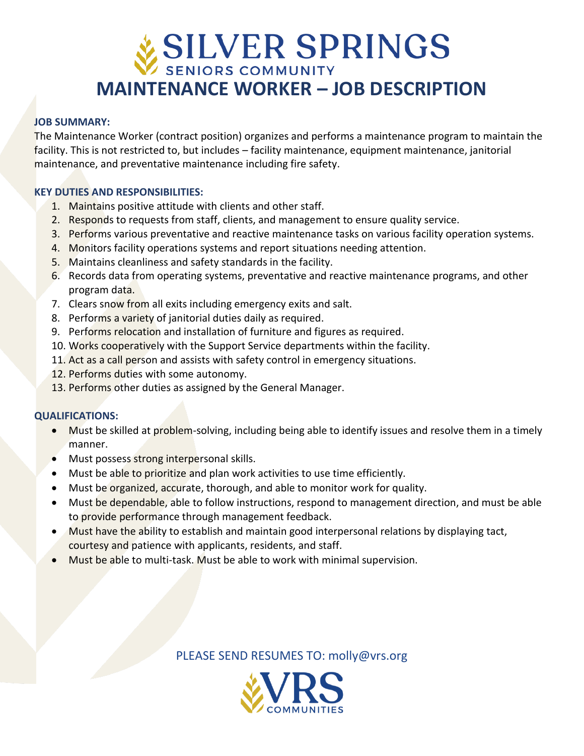# SILVER SPRINGS

SENIORS COMMUNITY

# MAINTENANCE WORKER – JOB DESCRIPTION

**JOB SUMMARY:**

The Maintenance Worker (contract position) organizes and performs a maintenance program to maintain the facility. This is not restricted to, but includes – facility maintenance, equipment maintenance, janitorial maintenance, and preventative maintenance including fire safety.

**KEY DUTIES AND RESPONSIBILITIES:**

1. Maintains positive attitude with clients and other staff.
2. Responds to requests from staff, clients, and management to ensure quality service.
3. Performs various preventative and reactive maintenance tasks on various facility operation systems.
4. Monitors facility operations systems and report situations needing attention.
5. Maintains cleanliness and safety standards in the facility.
6. Records data from operating systems, preventative and reactive maintenance programs, and other program data.
7. Clears snow from all exits including emergency exits and salt.
8. Performs a variety of janitorial duties daily as required.
9. Performs relocation and installation of furniture and figures as required.
10. Works cooperatively with the Support Service departments within the facility.
11. Act as a call person and assists with safety control in emergency situations.
12. Performs duties with some autonomy.
13. Performs other duties as assigned by the General Manager.

**QUALIFICATIONS:**

- Must be skilled at problem-solving, including being able to identify issues and resolve them in a timely manner.
- Must possess strong interpersonal skills.
- Must be able to prioritize and plan work activities to use time efficiently.
- Must be organized, accurate, thorough, and able to monitor work for quality.
- Must be dependable, able to follow instructions, respond to management direction, and must be able to provide performance through management feedback.
- Must have the ability to establish and maintain good interpersonal relations by displaying tact, courtesy and patience with applicants, residents, and staff.
- Must be able to multi-task. Must be able to work with minimal supervision.

PLEASE SEND RESUMES TO: molly@vrs.org

VRS COMMUNITIES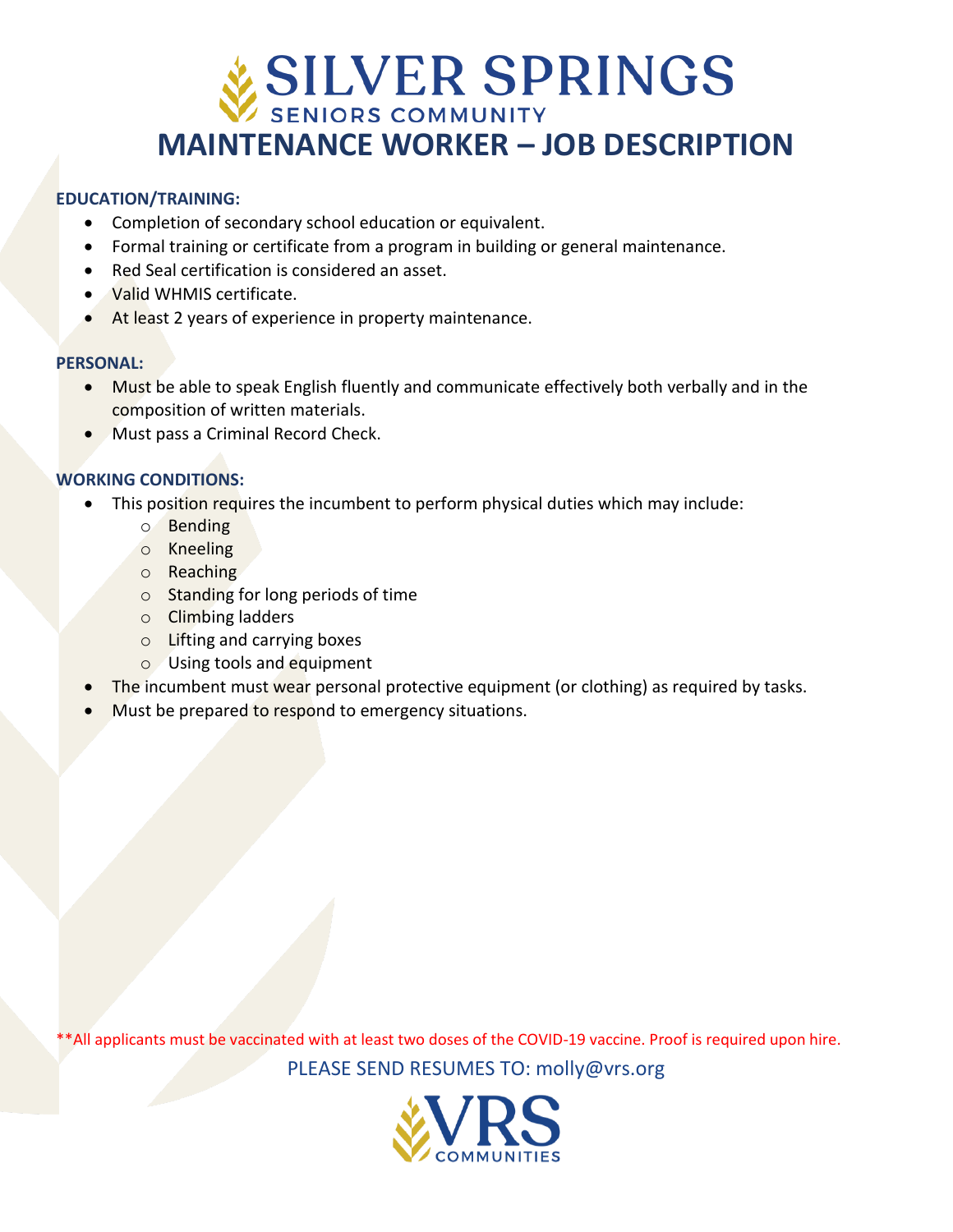# SILVER SPRINGS
SENIORS COMMUNITY

# MAINTENANCE WORKER – JOB DESCRIPTION

**EDUCATION/TRAINING:**

- Completion of secondary school education or equivalent.
- Formal training or certificate from a program in building or general maintenance.
- Red Seal certification is considered an asset.
- Valid WHMIS certificate.
- At least 2 years of experience in property maintenance.

**PERSONAL:**

- Must be able to speak English fluently and communicate effectively both verbally and in the composition of written materials.
- Must pass a Criminal Record Check.

**WORKING CONDITIONS:**

- This position requires the incumbent to perform physical duties which may include:
  - Bending
  - Kneeling
  - Reaching
  - Standing for long periods of time
  - Climbing ladders
  - Lifting and carrying boxes
  - Using tools and equipment
- The incumbent must wear personal protective equipment (or clothing) as required by tasks.
- Must be prepared to respond to emergency situations.

**All applicants must be vaccinated with at least two doses of the COVID-19 vaccine. Proof is required upon hire.

PLEASE SEND RESUMES TO: molly@vrs.org

VRS
COMMUNITIES